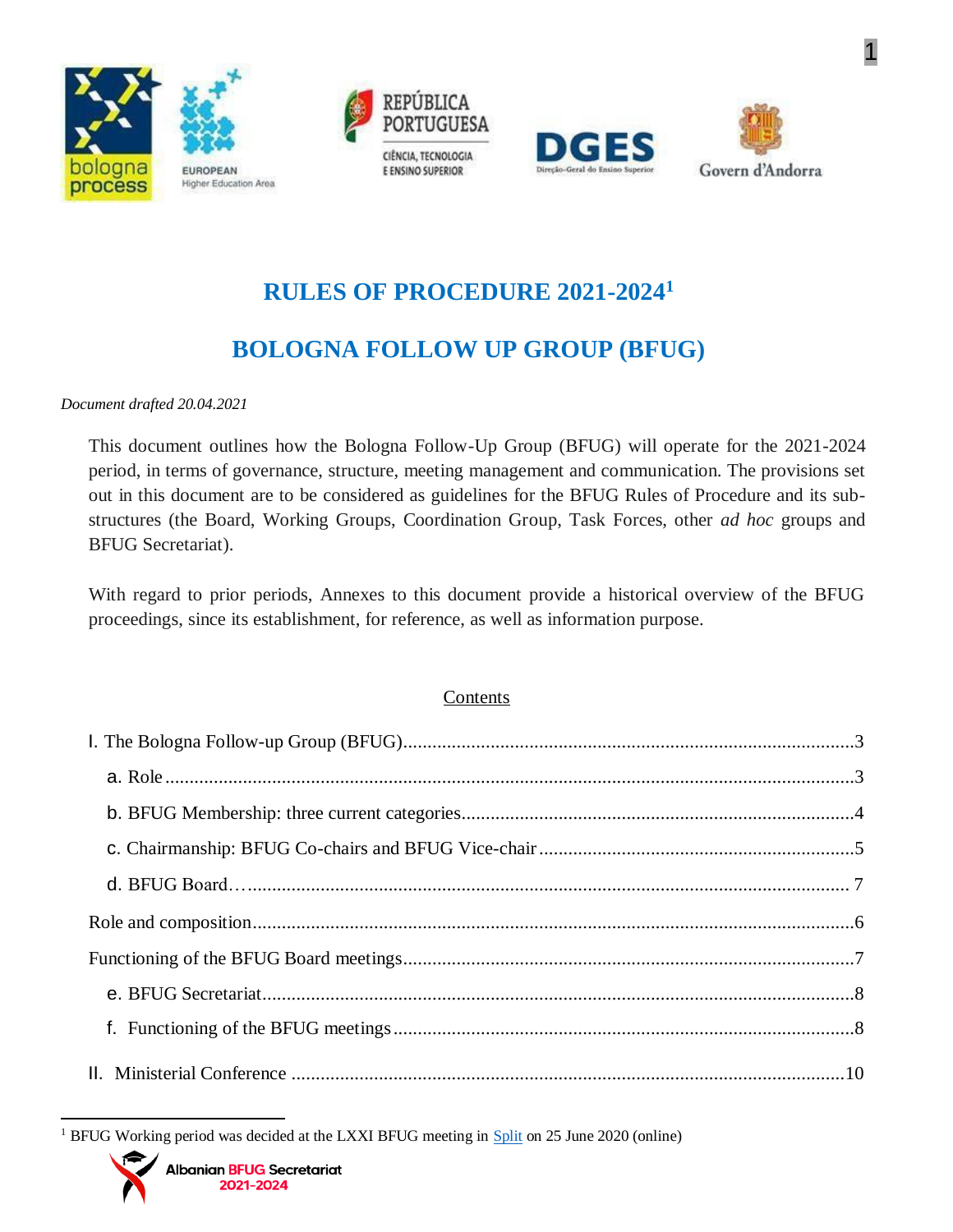# RULES OF PROCEDURE 2021-2024[1]

# BOLOGNA FOLLOW UP GROUP (BFUG)

*Document drafted 20.04.2021*

This document outlines how the Bologna Follow-Up Group (BFUG) will operate for the 2021-2024 period, in terms of governance, structure, meeting management and communication. The provisions set out in this document are to be considered as guidelines for the BFUG Rules of Procedure and its sub-structures (the Board, Working Groups, Coordination Group, Task Forces, other *ad hoc* groups and BFUG Secretariat).

With regard to prior periods, Annexes to this document provide a historical overview of the BFUG proceedings, since its establishment, for reference, as well as information purpose.

## Contents

I. The Bologna Follow-up Group (BFUG)....3

- a. Role....3
- b. BFUG Membership: three current categories....4
- c. Chairmanship: BFUG Co-chairs and BFUG Vice-chair....5
- d. BFUG Board…. 7

Role and composition....6

Functioning of the BFUG Board meetings....7

- e. BFUG Secretariat....8
- f. Functioning of the BFUG meetings....8

II. Ministerial Conference ....10

---

[1] BFUG Working period was decided at the LXXI BFUG meeting in Split on 25 June 2020 (online)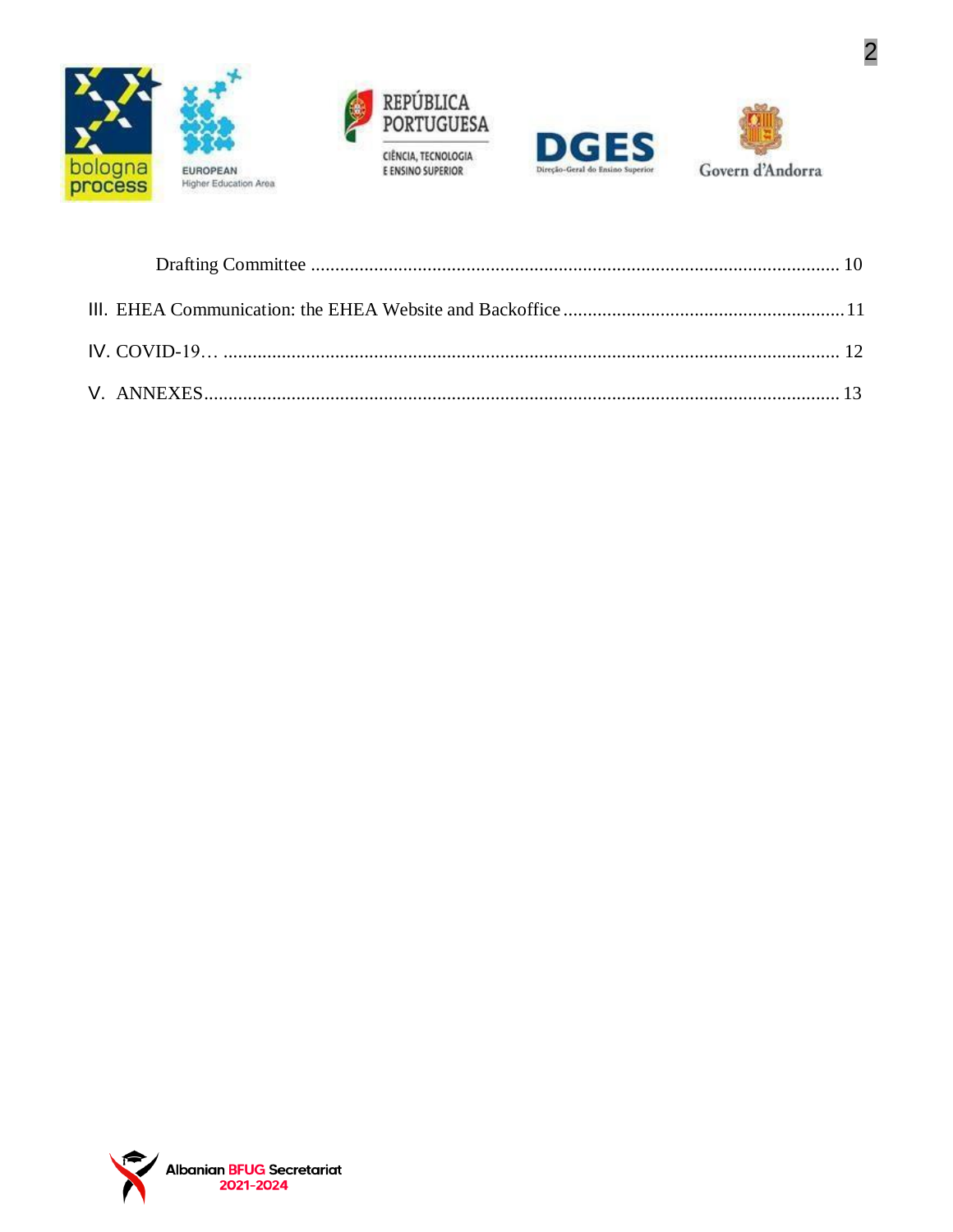Drafting Committee ........................................................................................................... 10

III. EHEA Communication: the EHEA Website and Backoffice ........................................................ 11

IV. COVID-19… ........................................................................................................................... 12

V. ANNEXES ................................................................................................................................ 13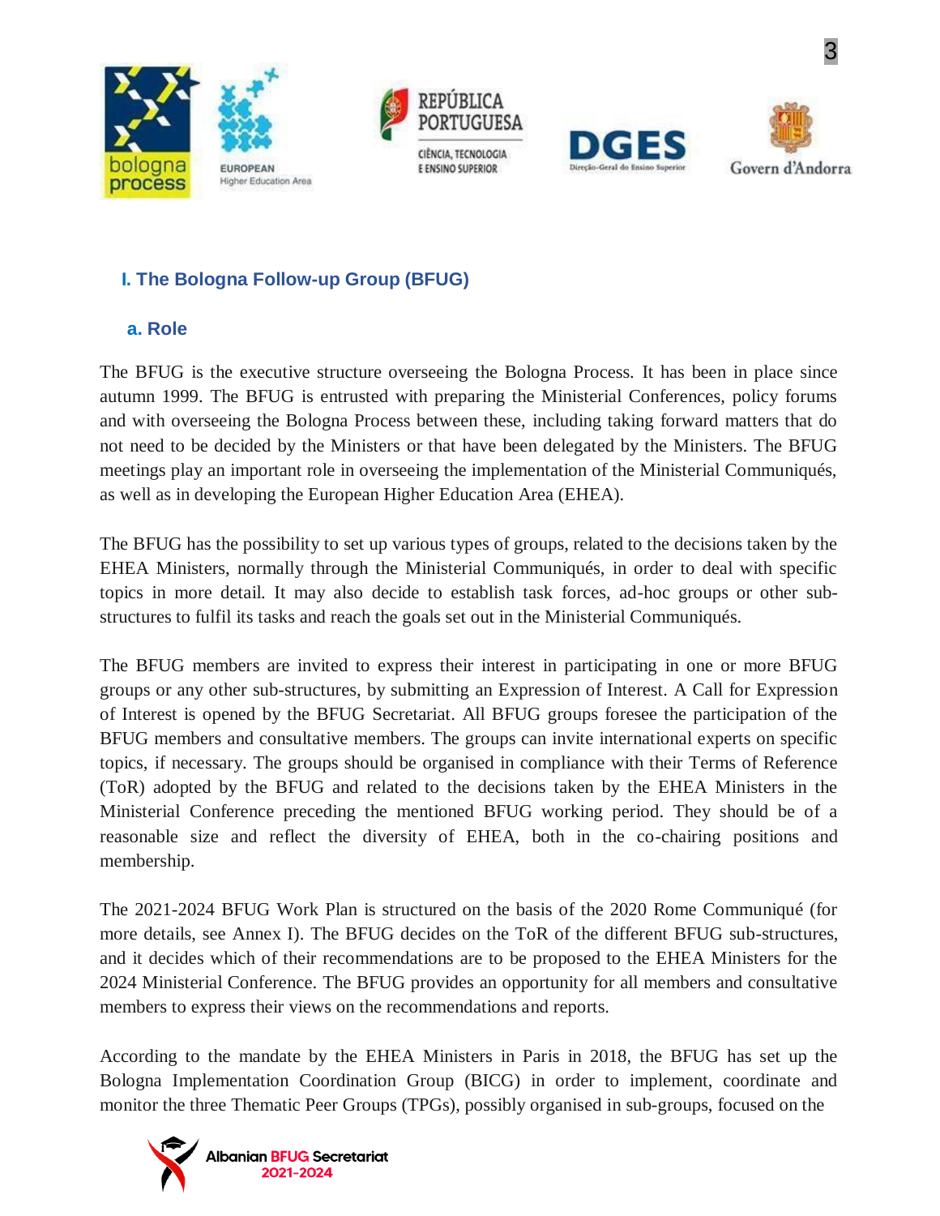## I. The Bologna Follow-up Group (BFUG)

### a. Role

The BFUG is the executive structure overseeing the Bologna Process. It has been in place since autumn 1999. The BFUG is entrusted with preparing the Ministerial Conferences, policy forums and with overseeing the Bologna Process between these, including taking forward matters that do not need to be decided by the Ministers or that have been delegated by the Ministers. The BFUG meetings play an important role in overseeing the implementation of the Ministerial Communiqués, as well as in developing the European Higher Education Area (EHEA).

The BFUG has the possibility to set up various types of groups, related to the decisions taken by the EHEA Ministers, normally through the Ministerial Communiqués, in order to deal with specific topics in more detail. It may also decide to establish task forces, ad-hoc groups or other sub-structures to fulfil its tasks and reach the goals set out in the Ministerial Communiqués.

The BFUG members are invited to express their interest in participating in one or more BFUG groups or any other sub-structures, by submitting an Expression of Interest. A Call for Expression of Interest is opened by the BFUG Secretariat. All BFUG groups foresee the participation of the BFUG members and consultative members. The groups can invite international experts on specific topics, if necessary. The groups should be organised in compliance with their Terms of Reference (ToR) adopted by the BFUG and related to the decisions taken by the EHEA Ministers in the Ministerial Conference preceding the mentioned BFUG working period. They should be of a reasonable size and reflect the diversity of EHEA, both in the co-chairing positions and membership.

The 2021-2024 BFUG Work Plan is structured on the basis of the 2020 Rome Communiqué (for more details, see Annex I). The BFUG decides on the ToR of the different BFUG sub-structures, and it decides which of their recommendations are to be proposed to the EHEA Ministers for the 2024 Ministerial Conference. The BFUG provides an opportunity for all members and consultative members to express their views on the recommendations and reports.

According to the mandate by the EHEA Ministers in Paris in 2018, the BFUG has set up the Bologna Implementation Coordination Group (BICG) in order to implement, coordinate and monitor the three Thematic Peer Groups (TPGs), possibly organised in sub-groups, focused on the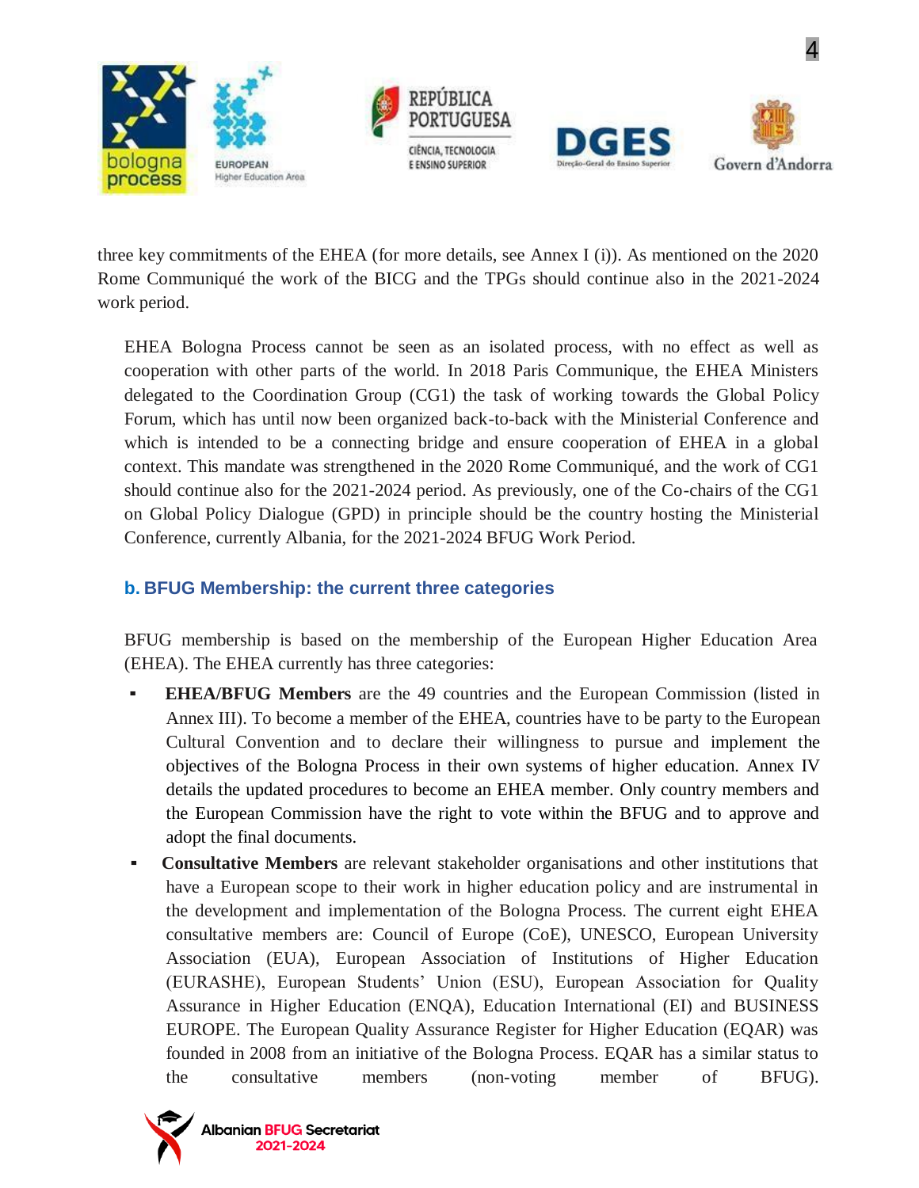three key commitments of the EHEA (for more details, see Annex I (i)). As mentioned on the 2020 Rome Communiqué the work of the BICG and the TPGs should continue also in the 2021-2024 work period.

EHEA Bologna Process cannot be seen as an isolated process, with no effect as well as cooperation with other parts of the world. In 2018 Paris Communique, the EHEA Ministers delegated to the Coordination Group (CG1) the task of working towards the Global Policy Forum, which has until now been organized back-to-back with the Ministerial Conference and which is intended to be a connecting bridge and ensure cooperation of EHEA in a global context. This mandate was strengthened in the 2020 Rome Communiqué, and the work of CG1 should continue also for the 2021-2024 period. As previously, one of the Co-chairs of the CG1 on Global Policy Dialogue (GPD) in principle should be the country hosting the Ministerial Conference, currently Albania, for the 2021-2024 BFUG Work Period.

### b. BFUG Membership: the current three categories

BFUG membership is based on the membership of the European Higher Education Area (EHEA). The EHEA currently has three categories:

- **EHEA/BFUG Members** are the 49 countries and the European Commission (listed in Annex III). To become a member of the EHEA, countries have to be party to the European Cultural Convention and to declare their willingness to pursue and implement the objectives of the Bologna Process in their own systems of higher education. Annex IV details the updated procedures to become an EHEA member. Only country members and the European Commission have the right to vote within the BFUG and to approve and adopt the final documents.
- **Consultative Members** are relevant stakeholder organisations and other institutions that have a European scope to their work in higher education policy and are instrumental in the development and implementation of the Bologna Process. The current eight EHEA consultative members are: Council of Europe (CoE), UNESCO, European University Association (EUA), European Association of Institutions of Higher Education (EURASHE), European Students' Union (ESU), European Association for Quality Assurance in Higher Education (ENQA), Education International (EI) and BUSINESS EUROPE. The European Quality Assurance Register for Higher Education (EQAR) was founded in 2008 from an initiative of the Bologna Process. EQAR has a similar status to the consultative members (non-voting member of BFUG).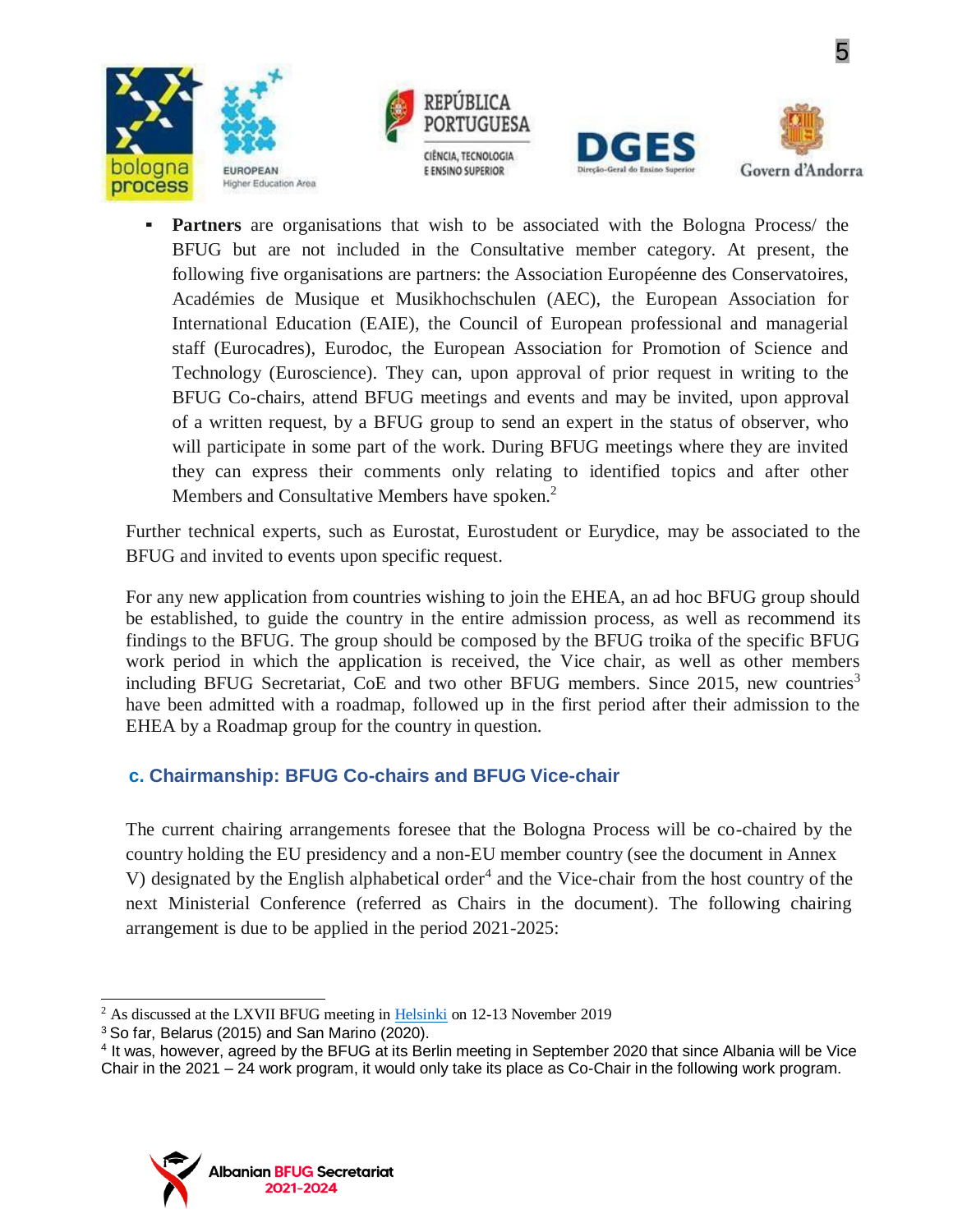- **Partners** are organisations that wish to be associated with the Bologna Process/ the BFUG but are not included in the Consultative member category. At present, the following five organisations are partners: the Association Européenne des Conservatoires, Académies de Musique et Musikhochschulen (AEC), the European Association for International Education (EAIE), the Council of European professional and managerial staff (Eurocadres), Eurodoc, the European Association for Promotion of Science and Technology (Euroscience). They can, upon approval of prior request in writing to the BFUG Co-chairs, attend BFUG meetings and events and may be invited, upon approval of a written request, by a BFUG group to send an expert in the status of observer, who will participate in some part of the work. During BFUG meetings where they are invited they can express their comments only relating to identified topics and after other Members and Consultative Members have spoken.[2]

Further technical experts, such as Eurostat, Eurostudent or Eurydice, may be associated to the BFUG and invited to events upon specific request.

For any new application from countries wishing to join the EHEA, an ad hoc BFUG group should be established, to guide the country in the entire admission process, as well as recommend its findings to the BFUG. The group should be composed by the BFUG troika of the specific BFUG work period in which the application is received, the Vice chair, as well as other members including BFUG Secretariat, CoE and two other BFUG members. Since 2015, new countries[3] have been admitted with a roadmap, followed up in the first period after their admission to the EHEA by a Roadmap group for the country in question.

### c. Chairmanship: BFUG Co-chairs and BFUG Vice-chair

The current chairing arrangements foresee that the Bologna Process will be co-chaired by the country holding the EU presidency and a non-EU member country (see the document in Annex V) designated by the English alphabetical order[4] and the Vice-chair from the host country of the next Ministerial Conference (referred as Chairs in the document). The following chairing arrangement is due to be applied in the period 2021-2025:

---

[2] As discussed at the LXVII BFUG meeting in Helsinki on 12-13 November 2019

[3] So far, Belarus (2015) and San Marino (2020).

[4] It was, however, agreed by the BFUG at its Berlin meeting in September 2020 that since Albania will be Vice Chair in the 2021 – 24 work program, it would only take its place as Co-Chair in the following work program.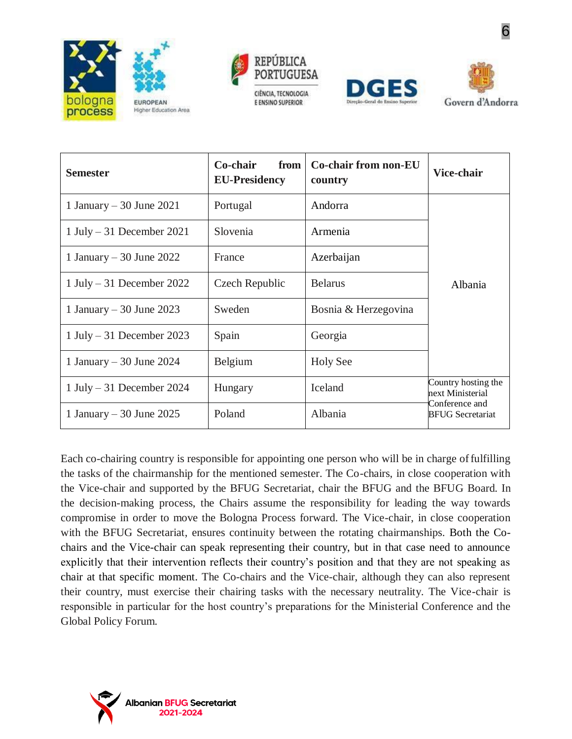| Semester | Co-chair from EU-Presidency | Co-chair from non-EU country | Vice-chair |
|---|---|---|---|
| 1 January – 30 June 2021 | Portugal | Andorra | Albania |
| 1 July – 31 December 2021 | Slovenia | Armenia | |
| 1 January – 30 June 2022 | France | Azerbaijan | |
| 1 July – 31 December 2022 | Czech Republic | Belarus | |
| 1 January – 30 June 2023 | Sweden | Bosnia & Herzegovina | |
| 1 July – 31 December 2023 | Spain | Georgia | |
| 1 January – 30 June 2024 | Belgium | Holy See | |
| 1 July – 31 December 2024 | Hungary | Iceland | Country hosting the next Ministerial Conference and BFUG Secretariat |
| 1 January – 30 June 2025 | Poland | Albania | |

Each co-chairing country is responsible for appointing one person who will be in charge of fulfilling the tasks of the chairmanship for the mentioned semester. The Co-chairs, in close cooperation with the Vice-chair and supported by the BFUG Secretariat, chair the BFUG and the BFUG Board. In the decision-making process, the Chairs assume the responsibility for leading the way towards compromise in order to move the Bologna Process forward. The Vice-chair, in close cooperation with the BFUG Secretariat, ensures continuity between the rotating chairmanships. Both the Co-chairs and the Vice-chair can speak representing their country, but in that case need to announce explicitly that their intervention reflects their country's position and that they are not speaking as chair at that specific moment. The Co-chairs and the Vice-chair, although they can also represent their country, must exercise their chairing tasks with the necessary neutrality. The Vice-chair is responsible in particular for the host country's preparations for the Ministerial Conference and the Global Policy Forum.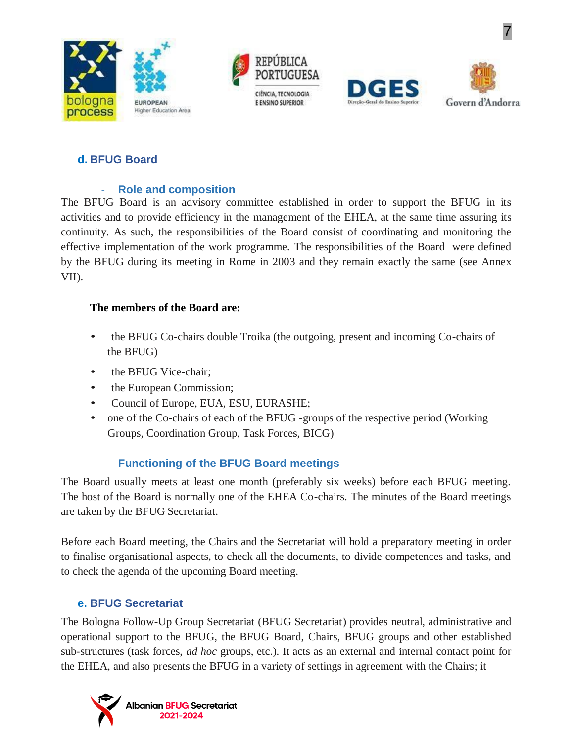## d. BFUG Board

### - Role and composition

The BFUG Board is an advisory committee established in order to support the BFUG in its activities and to provide efficiency in the management of the EHEA, at the same time assuring its continuity. As such, the responsibilities of the Board consist of coordinating and monitoring the effective implementation of the work programme. The responsibilities of the Board were defined by the BFUG during its meeting in Rome in 2003 and they remain exactly the same (see Annex VII).

**The members of the Board are:**

- the BFUG Co-chairs double Troika (the outgoing, present and incoming Co-chairs of the BFUG)
- the BFUG Vice-chair;
- the European Commission;
- Council of Europe, EUA, ESU, EURASHE;
- one of the Co-chairs of each of the BFUG -groups of the respective period (Working Groups, Coordination Group, Task Forces, BICG)

### - Functioning of the BFUG Board meetings

The Board usually meets at least one month (preferably six weeks) before each BFUG meeting. The host of the Board is normally one of the EHEA Co-chairs. The minutes of the Board meetings are taken by the BFUG Secretariat.

Before each Board meeting, the Chairs and the Secretariat will hold a preparatory meeting in order to finalise organisational aspects, to check all the documents, to divide competences and tasks, and to check the agenda of the upcoming Board meeting.

## e. BFUG Secretariat

The Bologna Follow-Up Group Secretariat (BFUG Secretariat) provides neutral, administrative and operational support to the BFUG, the BFUG Board, Chairs, BFUG groups and other established sub-structures (task forces, *ad hoc* groups, etc.). It acts as an external and internal contact point for the EHEA, and also presents the BFUG in a variety of settings in agreement with the Chairs; it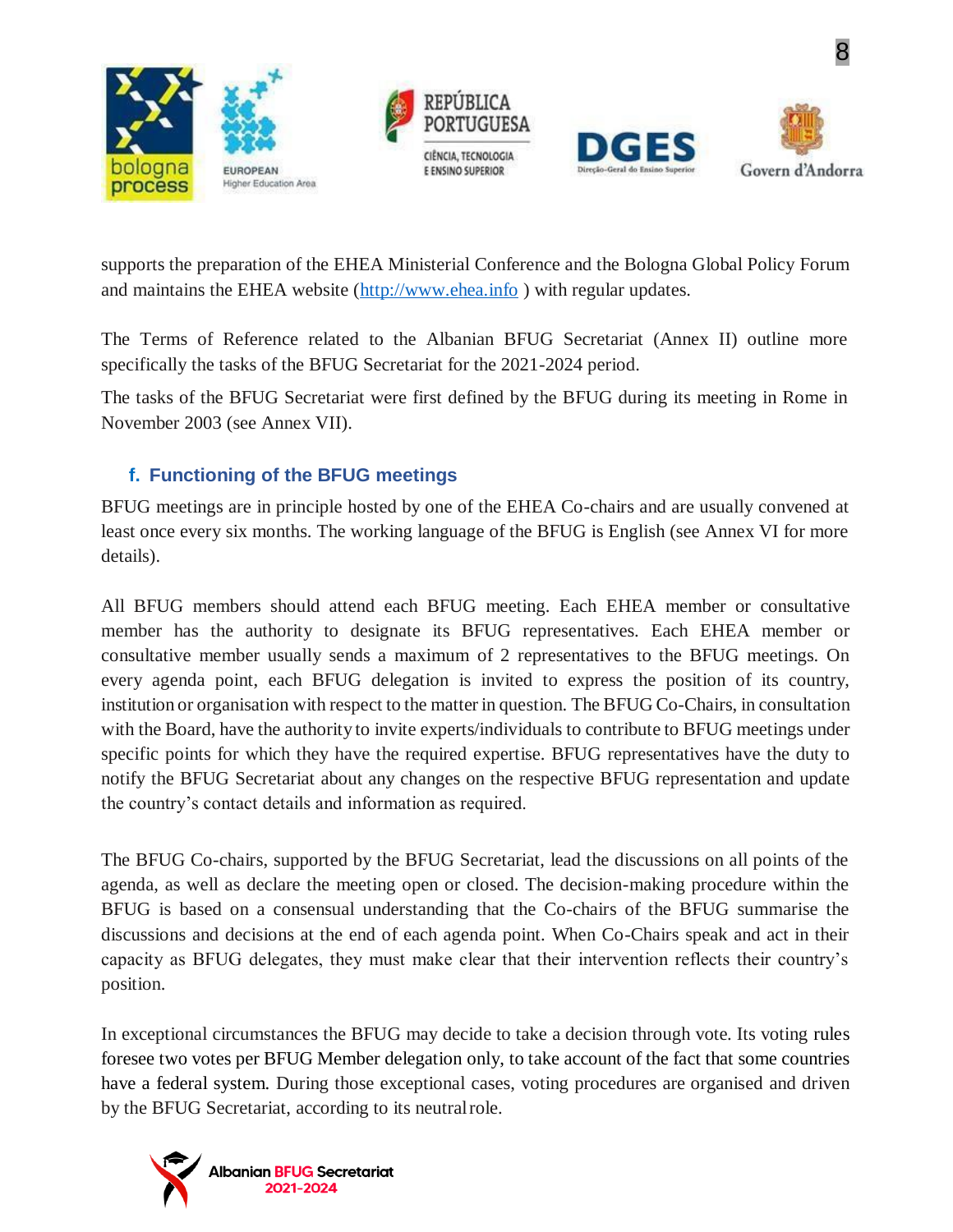supports the preparation of the EHEA Ministerial Conference and the Bologna Global Policy Forum and maintains the EHEA website (http://www.ehea.info ) with regular updates.

The Terms of Reference related to the Albanian BFUG Secretariat (Annex II) outline more specifically the tasks of the BFUG Secretariat for the 2021-2024 period.

The tasks of the BFUG Secretariat were first defined by the BFUG during its meeting in Rome in November 2003 (see Annex VII).

### f. Functioning of the BFUG meetings

BFUG meetings are in principle hosted by one of the EHEA Co-chairs and are usually convened at least once every six months. The working language of the BFUG is English (see Annex VI for more details).

All BFUG members should attend each BFUG meeting. Each EHEA member or consultative member has the authority to designate its BFUG representatives. Each EHEA member or consultative member usually sends a maximum of 2 representatives to the BFUG meetings. On every agenda point, each BFUG delegation is invited to express the position of its country, institution or organisation with respect to the matter in question. The BFUG Co-Chairs, in consultation with the Board, have the authority to invite experts/individuals to contribute to BFUG meetings under specific points for which they have the required expertise. BFUG representatives have the duty to notify the BFUG Secretariat about any changes on the respective BFUG representation and update the country's contact details and information as required.

The BFUG Co-chairs, supported by the BFUG Secretariat, lead the discussions on all points of the agenda, as well as declare the meeting open or closed. The decision-making procedure within the BFUG is based on a consensual understanding that the Co-chairs of the BFUG summarise the discussions and decisions at the end of each agenda point. When Co-Chairs speak and act in their capacity as BFUG delegates, they must make clear that their intervention reflects their country's position.

In exceptional circumstances the BFUG may decide to take a decision through vote. Its voting rules foresee two votes per BFUG Member delegation only, to take account of the fact that some countries have a federal system. During those exceptional cases, voting procedures are organised and driven by the BFUG Secretariat, according to its neutral role.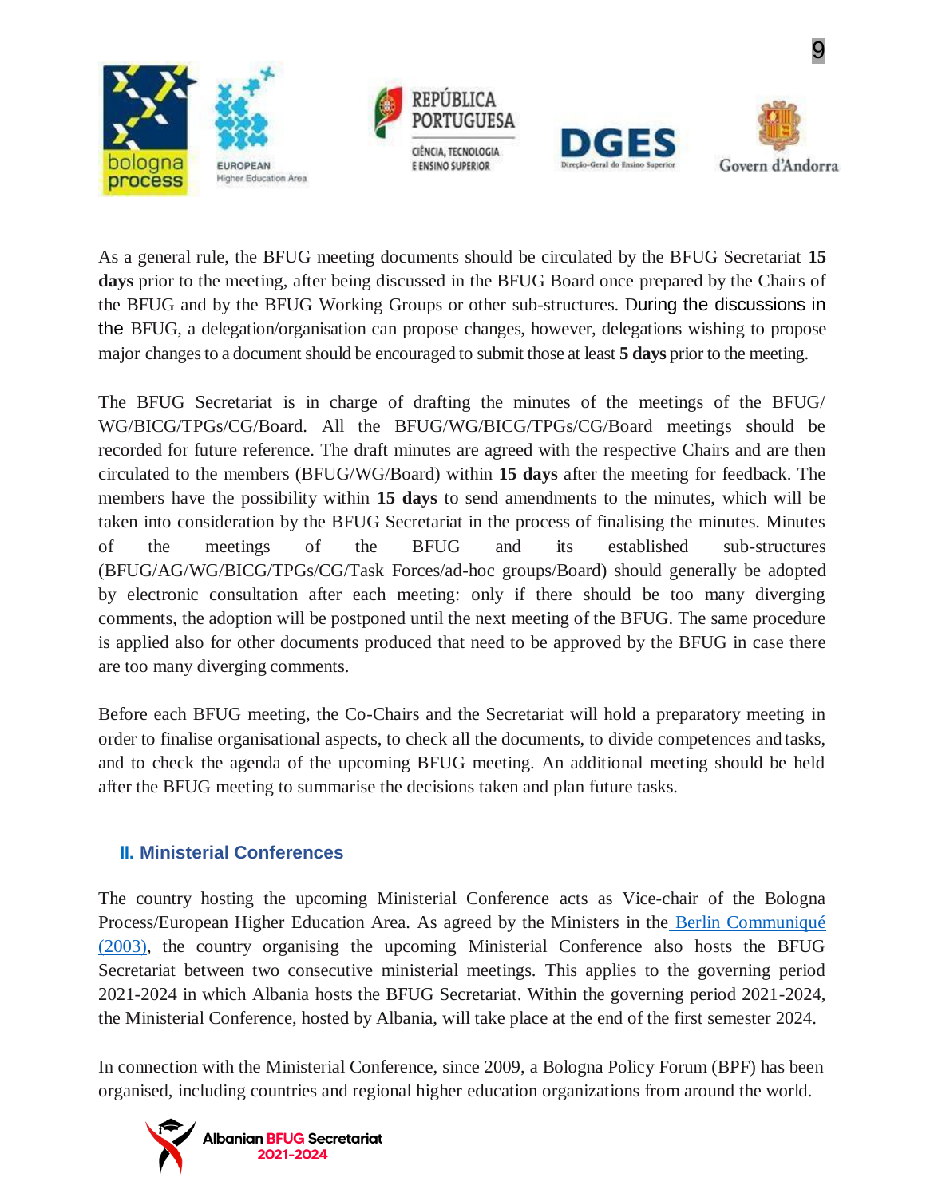As a general rule, the BFUG meeting documents should be circulated by the BFUG Secretariat **15 days** prior to the meeting, after being discussed in the BFUG Board once prepared by the Chairs of the BFUG and by the BFUG Working Groups or other sub-structures. During the discussions in the BFUG, a delegation/organisation can propose changes, however, delegations wishing to propose major changes to a document should be encouraged to submit those at least **5 days** prior to the meeting.

The BFUG Secretariat is in charge of drafting the minutes of the meetings of the BFUG/ WG/BICG/TPGs/CG/Board. All the BFUG/WG/BICG/TPGs/CG/Board meetings should be recorded for future reference. The draft minutes are agreed with the respective Chairs and are then circulated to the members (BFUG/WG/Board) within **15 days** after the meeting for feedback. The members have the possibility within **15 days** to send amendments to the minutes, which will be taken into consideration by the BFUG Secretariat in the process of finalising the minutes. Minutes of the meetings of the BFUG and its established sub-structures (BFUG/AG/WG/BICG/TPGs/CG/Task Forces/ad-hoc groups/Board) should generally be adopted by electronic consultation after each meeting: only if there should be too many diverging comments, the adoption will be postponed until the next meeting of the BFUG. The same procedure is applied also for other documents produced that need to be approved by the BFUG in case there are too many diverging comments.

Before each BFUG meeting, the Co-Chairs and the Secretariat will hold a preparatory meeting in order to finalise organisational aspects, to check all the documents, to divide competences and tasks, and to check the agenda of the upcoming BFUG meeting. An additional meeting should be held after the BFUG meeting to summarise the decisions taken and plan future tasks.

## II. Ministerial Conferences

The country hosting the upcoming Ministerial Conference acts as Vice-chair of the Bologna Process/European Higher Education Area. As agreed by the Ministers in the Berlin Communiqué (2003), the country organising the upcoming Ministerial Conference also hosts the BFUG Secretariat between two consecutive ministerial meetings. This applies to the governing period 2021-2024 in which Albania hosts the BFUG Secretariat. Within the governing period 2021-2024, the Ministerial Conference, hosted by Albania, will take place at the end of the first semester 2024.

In connection with the Ministerial Conference, since 2009, a Bologna Policy Forum (BPF) has been organised, including countries and regional higher education organizations from around the world.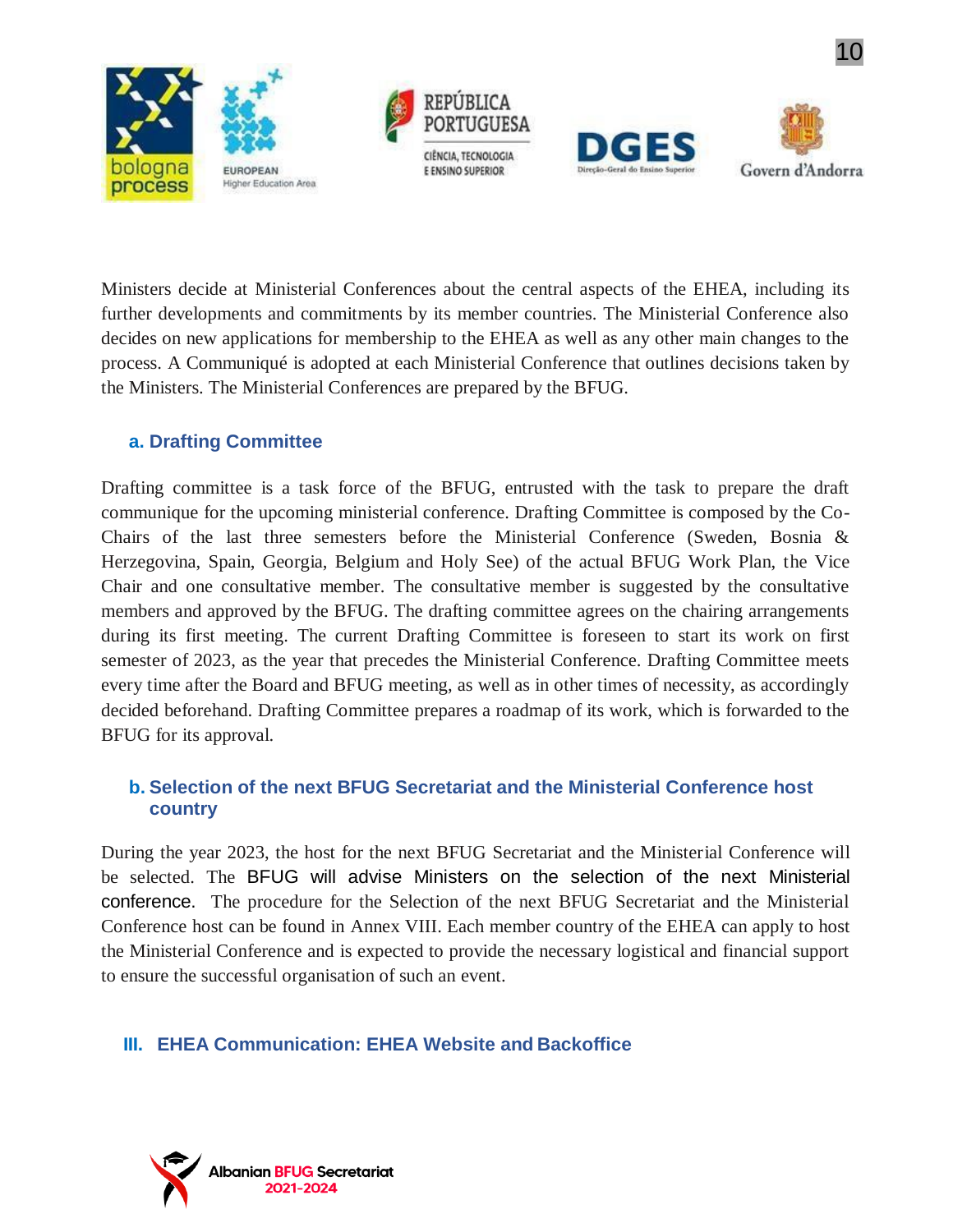Ministers decide at Ministerial Conferences about the central aspects of the EHEA, including its further developments and commitments by its member countries. The Ministerial Conference also decides on new applications for membership to the EHEA as well as any other main changes to the process. A Communiqué is adopted at each Ministerial Conference that outlines decisions taken by the Ministers. The Ministerial Conferences are prepared by the BFUG.

### a. Drafting Committee

Drafting committee is a task force of the BFUG, entrusted with the task to prepare the draft communique for the upcoming ministerial conference. Drafting Committee is composed by the Co-Chairs of the last three semesters before the Ministerial Conference (Sweden, Bosnia & Herzegovina, Spain, Georgia, Belgium and Holy See) of the actual BFUG Work Plan, the Vice Chair and one consultative member. The consultative member is suggested by the consultative members and approved by the BFUG. The drafting committee agrees on the chairing arrangements during its first meeting. The current Drafting Committee is foreseen to start its work on first semester of 2023, as the year that precedes the Ministerial Conference. Drafting Committee meets every time after the Board and BFUG meeting, as well as in other times of necessity, as accordingly decided beforehand. Drafting Committee prepares a roadmap of its work, which is forwarded to the BFUG for its approval.

### b. Selection of the next BFUG Secretariat and the Ministerial Conference host country

During the year 2023, the host for the next BFUG Secretariat and the Ministerial Conference will be selected. The BFUG will advise Ministers on the selection of the next Ministerial conference. The procedure for the Selection of the next BFUG Secretariat and the Ministerial Conference host can be found in Annex VIII. Each member country of the EHEA can apply to host the Ministerial Conference and is expected to provide the necessary logistical and financial support to ensure the successful organisation of such an event.

## III. EHEA Communication: EHEA Website and Backoffice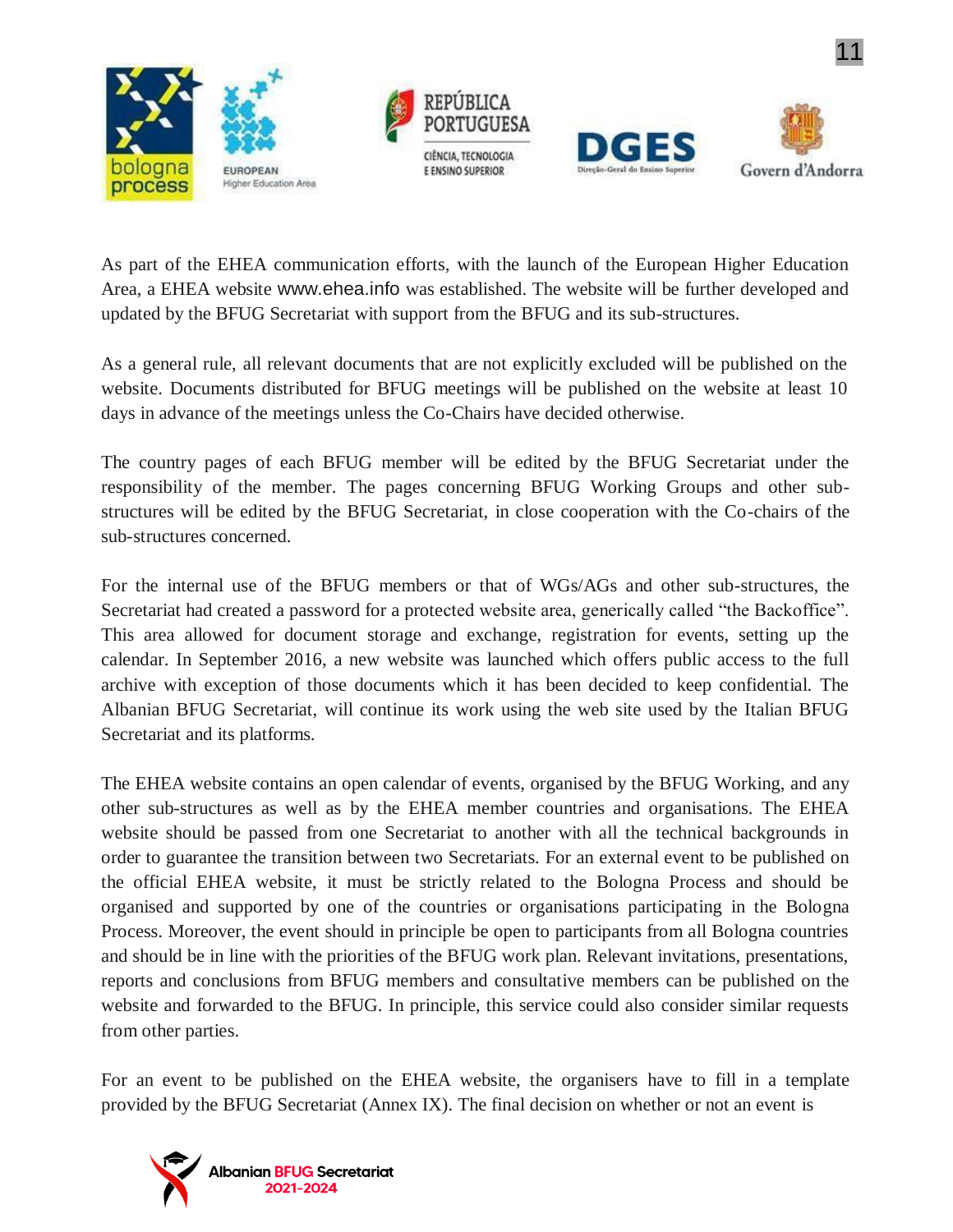As part of the EHEA communication efforts, with the launch of the European Higher Education Area, a EHEA website www.ehea.info was established. The website will be further developed and updated by the BFUG Secretariat with support from the BFUG and its sub-structures.

As a general rule, all relevant documents that are not explicitly excluded will be published on the website. Documents distributed for BFUG meetings will be published on the website at least 10 days in advance of the meetings unless the Co-Chairs have decided otherwise.

The country pages of each BFUG member will be edited by the BFUG Secretariat under the responsibility of the member. The pages concerning BFUG Working Groups and other sub-structures will be edited by the BFUG Secretariat, in close cooperation with the Co-chairs of the sub-structures concerned.

For the internal use of the BFUG members or that of WGs/AGs and other sub-structures, the Secretariat had created a password for a protected website area, generically called "the Backoffice". This area allowed for document storage and exchange, registration for events, setting up the calendar. In September 2016, a new website was launched which offers public access to the full archive with exception of those documents which it has been decided to keep confidential. The Albanian BFUG Secretariat, will continue its work using the web site used by the Italian BFUG Secretariat and its platforms.

The EHEA website contains an open calendar of events, organised by the BFUG Working, and any other sub-structures as well as by the EHEA member countries and organisations. The EHEA website should be passed from one Secretariat to another with all the technical backgrounds in order to guarantee the transition between two Secretariats. For an external event to be published on the official EHEA website, it must be strictly related to the Bologna Process and should be organised and supported by one of the countries or organisations participating in the Bologna Process. Moreover, the event should in principle be open to participants from all Bologna countries and should be in line with the priorities of the BFUG work plan. Relevant invitations, presentations, reports and conclusions from BFUG members and consultative members can be published on the website and forwarded to the BFUG. In principle, this service could also consider similar requests from other parties.

For an event to be published on the EHEA website, the organisers have to fill in a template provided by the BFUG Secretariat (Annex IX). The final decision on whether or not an event is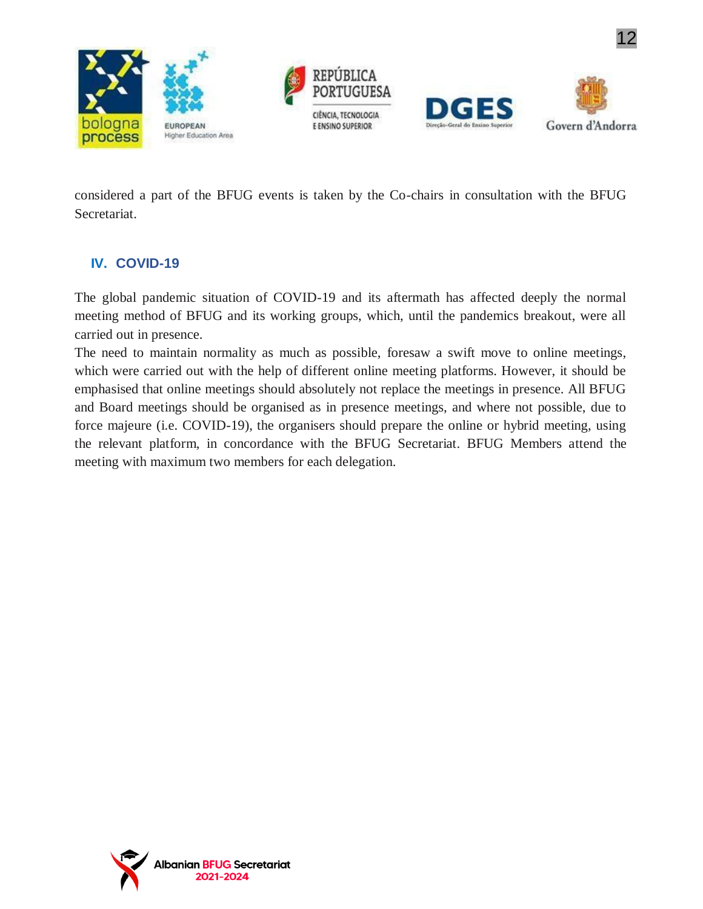considered a part of the BFUG events is taken by the Co-chairs in consultation with the BFUG Secretariat.

## IV. COVID-19

The global pandemic situation of COVID-19 and its aftermath has affected deeply the normal meeting method of BFUG and its working groups, which, until the pandemics breakout, were all carried out in presence.

The need to maintain normality as much as possible, foresaw a swift move to online meetings, which were carried out with the help of different online meeting platforms. However, it should be emphasised that online meetings should absolutely not replace the meetings in presence. All BFUG and Board meetings should be organised as in presence meetings, and where not possible, due to force majeure (i.e. COVID-19), the organisers should prepare the online or hybrid meeting, using the relevant platform, in concordance with the BFUG Secretariat. BFUG Members attend the meeting with maximum two members for each delegation.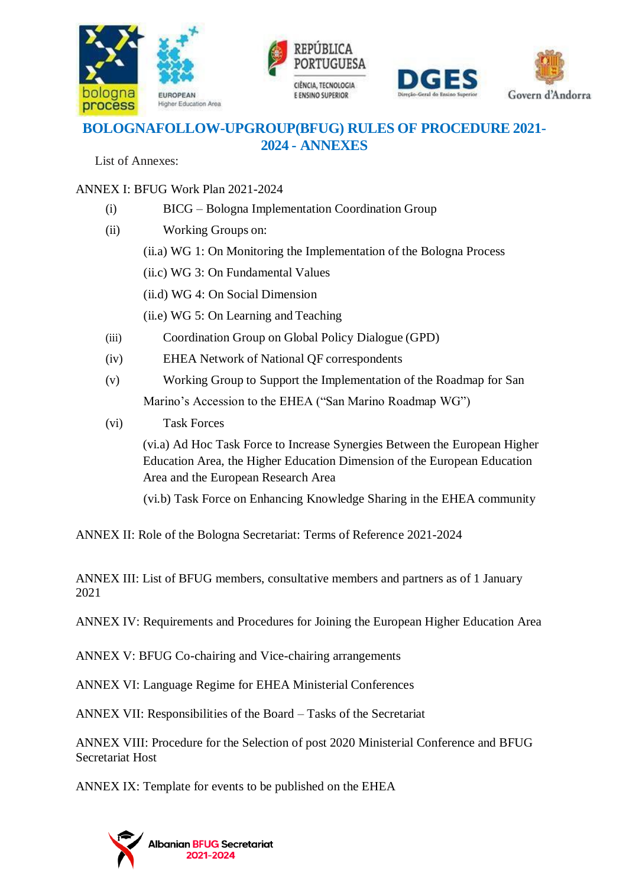# BOLOGNAFOLLOW-UPGROUP(BFUG) RULES OF PROCEDURE 2021-2024 - ANNEXES

List of Annexes:

ANNEX I: BFUG Work Plan 2021-2024

- (i) BICG – Bologna Implementation Coordination Group
- (ii) Working Groups on:
  - (ii.a) WG 1: On Monitoring the Implementation of the Bologna Process
  - (ii.c) WG 3: On Fundamental Values
  - (ii.d) WG 4: On Social Dimension
  - (ii.e) WG 5: On Learning and Teaching
- (iii) Coordination Group on Global Policy Dialogue (GPD)
- (iv) EHEA Network of National QF correspondents
- (v) Working Group to Support the Implementation of the Roadmap for San Marino's Accession to the EHEA ("San Marino Roadmap WG")
- (vi) Task Forces
  - (vi.a) Ad Hoc Task Force to Increase Synergies Between the European Higher Education Area, the Higher Education Dimension of the European Education Area and the European Research Area
  - (vi.b) Task Force on Enhancing Knowledge Sharing in the EHEA community

ANNEX II: Role of the Bologna Secretariat: Terms of Reference 2021-2024

ANNEX III: List of BFUG members, consultative members and partners as of 1 January 2021

ANNEX IV: Requirements and Procedures for Joining the European Higher Education Area

ANNEX V: BFUG Co-chairing and Vice-chairing arrangements

ANNEX VI: Language Regime for EHEA Ministerial Conferences

ANNEX VII: Responsibilities of the Board – Tasks of the Secretariat

ANNEX VIII: Procedure for the Selection of post 2020 Ministerial Conference and BFUG Secretariat Host

ANNEX IX: Template for events to be published on the EHEA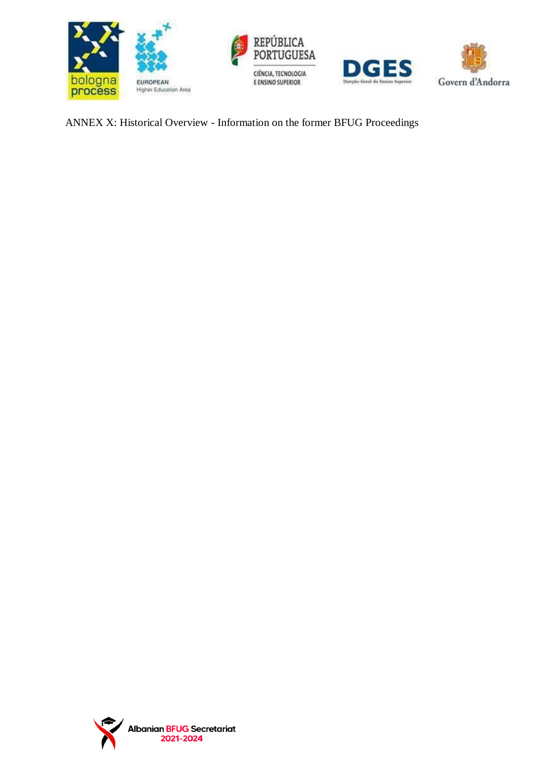ANNEX X: Historical Overview - Information on the former BFUG Proceedings